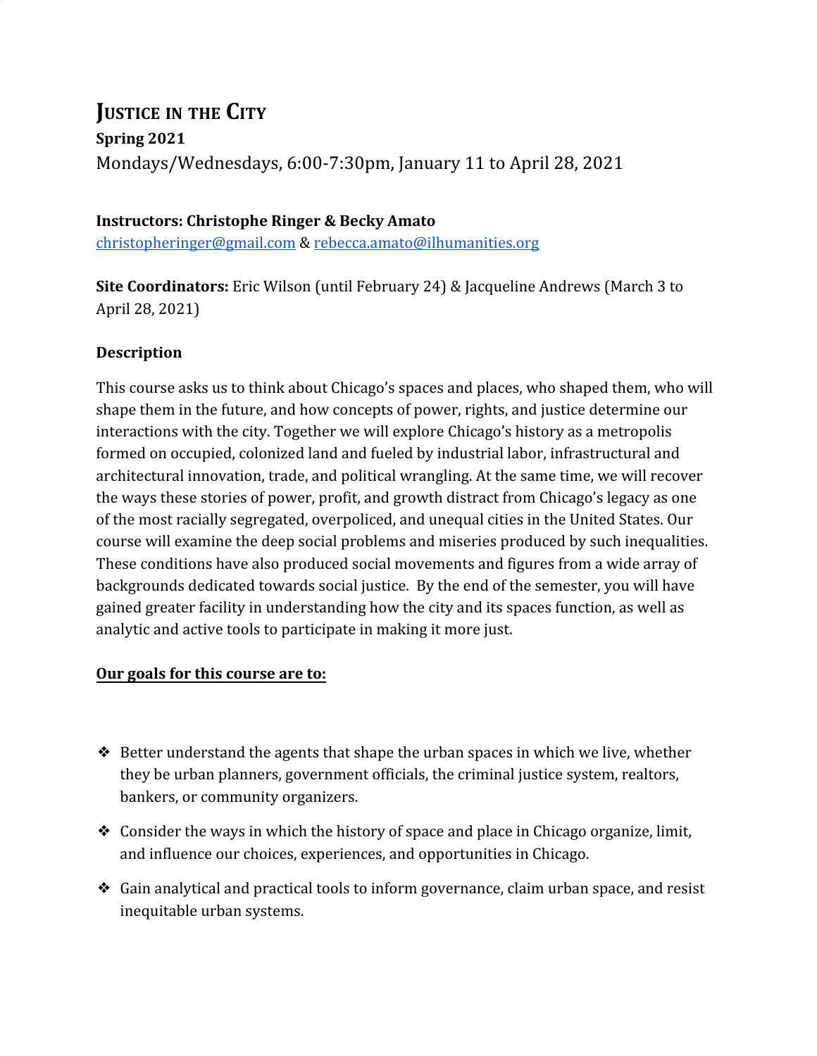# Justice in the City

**Spring 2021**

Mondays/Wednesdays, 6:00-7:30pm, January 11 to April 28, 2021

**Instructors: Christophe Ringer & Becky Amato**

christopheringer@gmail.com & rebecca.amato@ilhumanities.org

**Site Coordinators:** Eric Wilson (until February 24) & Jacqueline Andrews (March 3 to April 28, 2021)

## Description

This course asks us to think about Chicago's spaces and places, who shaped them, who will shape them in the future, and how concepts of power, rights, and justice determine our interactions with the city. Together we will explore Chicago's history as a metropolis formed on occupied, colonized land and fueled by industrial labor, infrastructural and architectural innovation, trade, and political wrangling. At the same time, we will recover the ways these stories of power, profit, and growth distract from Chicago's legacy as one of the most racially segregated, overpoliced, and unequal cities in the United States. Our course will examine the deep social problems and miseries produced by such inequalities. These conditions have also produced social movements and figures from a wide array of backgrounds dedicated towards social justice. By the end of the semester, you will have gained greater facility in understanding how the city and its spaces function, as well as analytic and active tools to participate in making it more just.

**Our goals for this course are to:**

- Better understand the agents that shape the urban spaces in which we live, whether they be urban planners, government officials, the criminal justice system, realtors, bankers, or community organizers.
- Consider the ways in which the history of space and place in Chicago organize, limit, and influence our choices, experiences, and opportunities in Chicago.
- Gain analytical and practical tools to inform governance, claim urban space, and resist inequitable urban systems.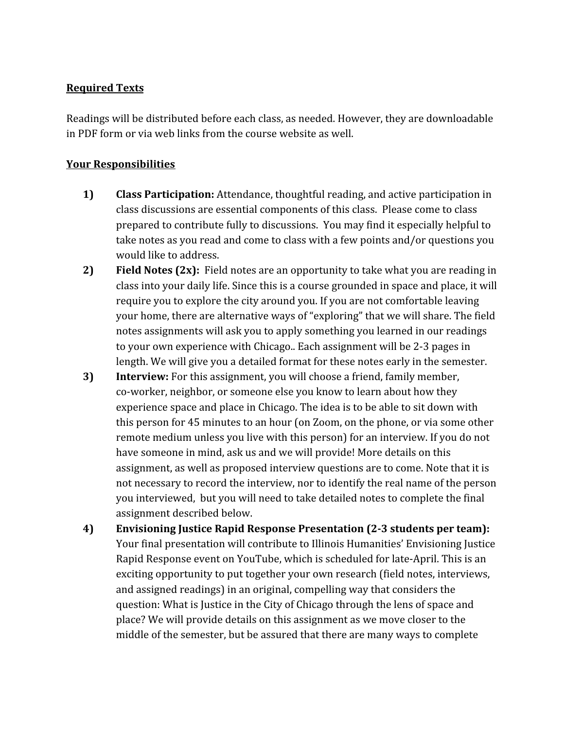**Required Texts**

Readings will be distributed before each class, as needed. However, they are downloadable in PDF form or via web links from the course website as well.

**Your Responsibilities**

1) **Class Participation:** Attendance, thoughtful reading, and active participation in class discussions are essential components of this class. Please come to class prepared to contribute fully to discussions. You may find it especially helpful to take notes as you read and come to class with a few points and/or questions you would like to address.

2) **Field Notes (2x):** Field notes are an opportunity to take what you are reading in class into your daily life. Since this is a course grounded in space and place, it will require you to explore the city around you. If you are not comfortable leaving your home, there are alternative ways of "exploring" that we will share. The field notes assignments will ask you to apply something you learned in our readings to your own experience with Chicago.. Each assignment will be 2-3 pages in length. We will give you a detailed format for these notes early in the semester.

3) **Interview:** For this assignment, you will choose a friend, family member, co-worker, neighbor, or someone else you know to learn about how they experience space and place in Chicago. The idea is to be able to sit down with this person for 45 minutes to an hour (on Zoom, on the phone, or via some other remote medium unless you live with this person) for an interview. If you do not have someone in mind, ask us and we will provide! More details on this assignment, as well as proposed interview questions are to come. Note that it is not necessary to record the interview, nor to identify the real name of the person you interviewed, but you will need to take detailed notes to complete the final assignment described below.

4) **Envisioning Justice Rapid Response Presentation (2-3 students per team):** Your final presentation will contribute to Illinois Humanities' Envisioning Justice Rapid Response event on YouTube, which is scheduled for late-April. This is an exciting opportunity to put together your own research (field notes, interviews, and assigned readings) in an original, compelling way that considers the question: What is Justice in the City of Chicago through the lens of space and place? We will provide details on this assignment as we move closer to the middle of the semester, but be assured that there are many ways to complete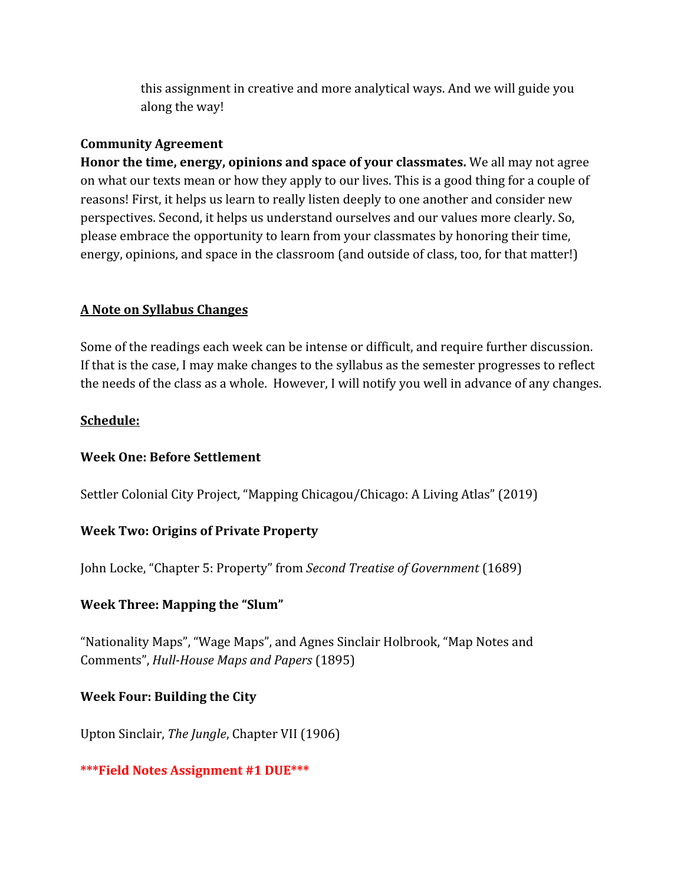this assignment in creative and more analytical ways. And we will guide you along the way!

**Community Agreement**

**Honor the time, energy, opinions and space of your classmates.** We all may not agree on what our texts mean or how they apply to our lives. This is a good thing for a couple of reasons! First, it helps us learn to really listen deeply to one another and consider new perspectives. Second, it helps us understand ourselves and our values more clearly. So, please embrace the opportunity to learn from your classmates by honoring their time, energy, opinions, and space in the classroom (and outside of class, too, for that matter!)

**A Note on Syllabus Changes**

Some of the readings each week can be intense or difficult, and require further discussion. If that is the case, I may make changes to the syllabus as the semester progresses to reflect the needs of the class as a whole. However, I will notify you well in advance of any changes.

**Schedule:**

**Week One: Before Settlement**

Settler Colonial City Project, "Mapping Chicagou/Chicago: A Living Atlas" (2019)

**Week Two: Origins of Private Property**

John Locke, "Chapter 5: Property" from *Second Treatise of Government* (1689)

**Week Three: Mapping the "Slum"**

"Nationality Maps", "Wage Maps", and Agnes Sinclair Holbrook, "Map Notes and Comments", *Hull-House Maps and Papers* (1895)

**Week Four: Building the City**

Upton Sinclair, *The Jungle*, Chapter VII (1906)

**\*\*\*Field Notes Assignment #1 DUE\*\*\***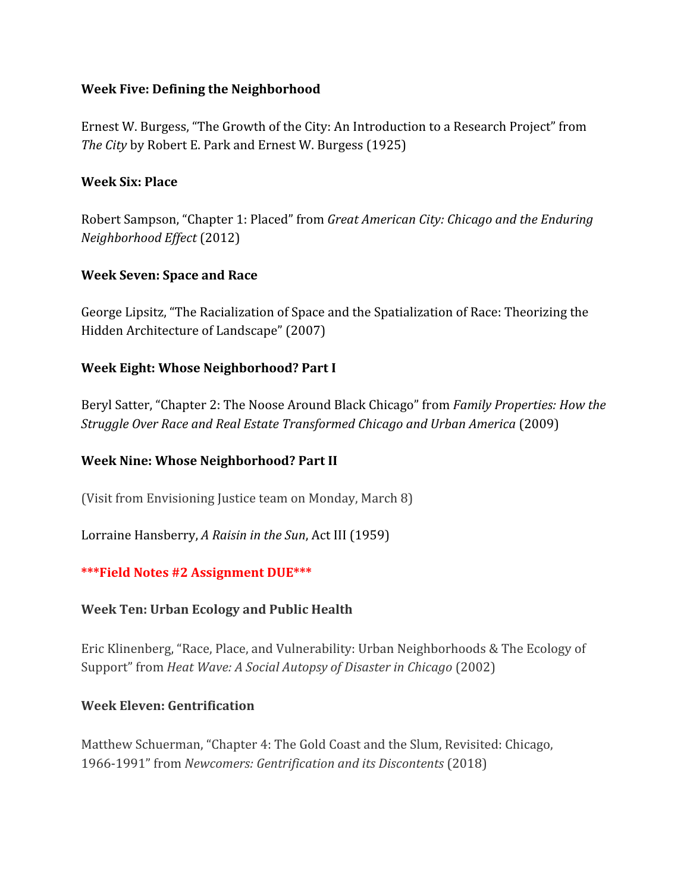**Week Five: Defining the Neighborhood**

Ernest W. Burgess, “The Growth of the City: An Introduction to a Research Project” from *The City* by Robert E. Park and Ernest W. Burgess (1925)

**Week Six: Place**

Robert Sampson, “Chapter 1: Placed” from *Great American City: Chicago and the Enduring Neighborhood Effect* (2012)

**Week Seven: Space and Race**

George Lipsitz, “The Racialization of Space and the Spatialization of Race: Theorizing the Hidden Architecture of Landscape” (2007)

**Week Eight: Whose Neighborhood? Part I**

Beryl Satter, “Chapter 2: The Noose Around Black Chicago” from *Family Properties: How the Struggle Over Race and Real Estate Transformed Chicago and Urban America* (2009)

**Week Nine: Whose Neighborhood? Part II**

(Visit from Envisioning Justice team on Monday, March 8)

Lorraine Hansberry, *A Raisin in the Sun*, Act III (1959)

**\*\*\*Field Notes #2 Assignment DUE\*\*\***

**Week Ten: Urban Ecology and Public Health**

Eric Klinenberg, “Race, Place, and Vulnerability: Urban Neighborhoods & The Ecology of Support” from *Heat Wave: A Social Autopsy of Disaster in Chicago* (2002)

**Week Eleven: Gentrification**

Matthew Schuerman, “Chapter 4: The Gold Coast and the Slum, Revisited: Chicago, 1966-1991” from *Newcomers: Gentrification and its Discontents* (2018)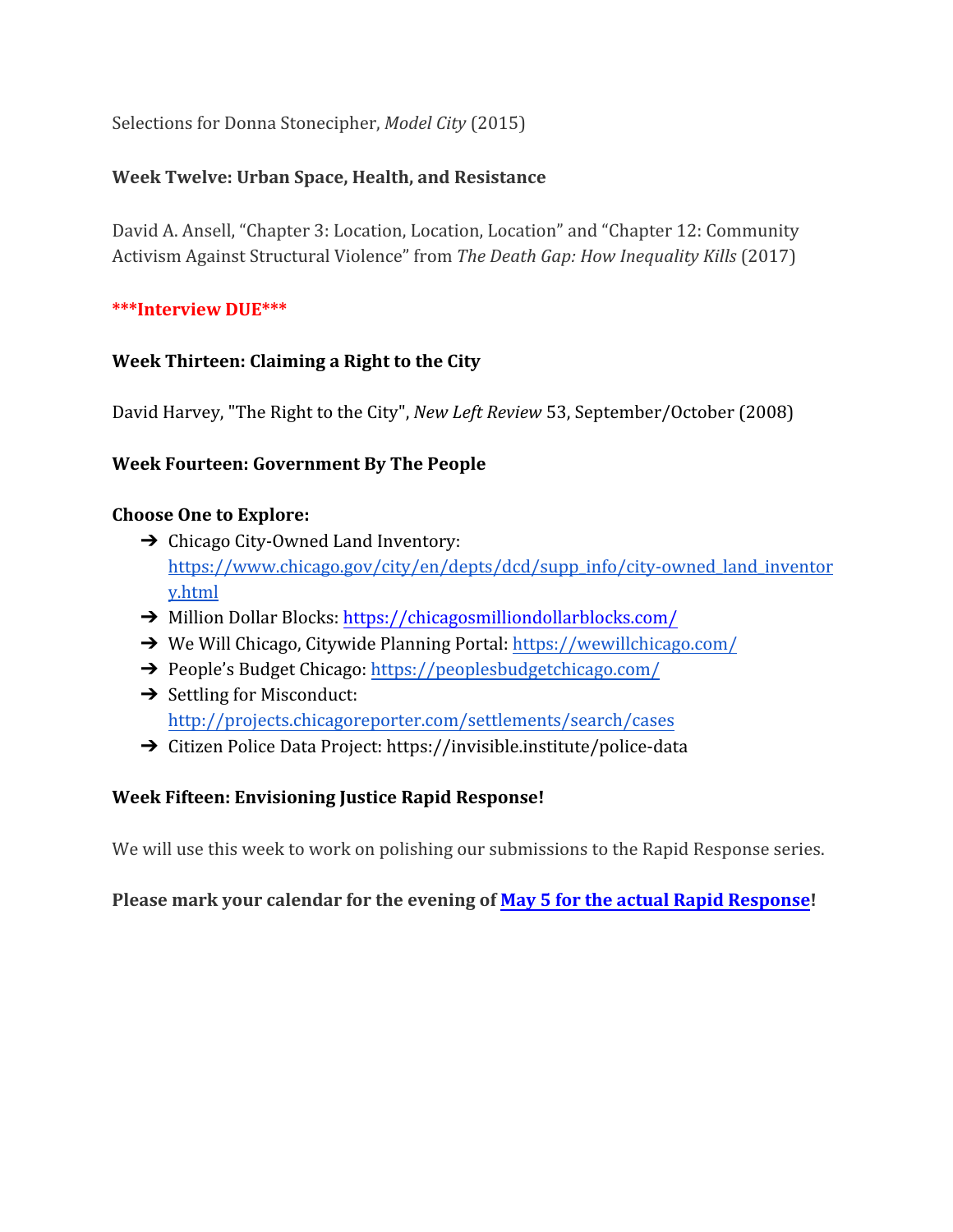Selections for Donna Stonecipher, *Model City* (2015)

**Week Twelve: Urban Space, Health, and Resistance**

David A. Ansell, "Chapter 3: Location, Location, Location" and "Chapter 12: Community Activism Against Structural Violence" from *The Death Gap: How Inequality Kills* (2017)

**\*\*\*Interview DUE\*\*\***

**Week Thirteen: Claiming a Right to the City**

David Harvey, "The Right to the City", *New Left Review* 53, September/October (2008)

**Week Fourteen: Government By The People**

**Choose One to Explore:**

- ➔ Chicago City-Owned Land Inventory: https://www.chicago.gov/city/en/depts/dcd/supp_info/city-owned_land_inventory.html
- ➔ Million Dollar Blocks: https://chicagosmilliondollarblocks.com/
- ➔ We Will Chicago, Citywide Planning Portal: https://wewillchicago.com/
- ➔ People's Budget Chicago: https://peoplesbudgetchicago.com/
- ➔ Settling for Misconduct: http://projects.chicagoreporter.com/settlements/search/cases
- ➔ Citizen Police Data Project: https://invisible.institute/police-data

**Week Fifteen: Envisioning Justice Rapid Response!**

We will use this week to work on polishing our submissions to the Rapid Response series.

**Please mark your calendar for the evening of May 5 for the actual Rapid Response!**